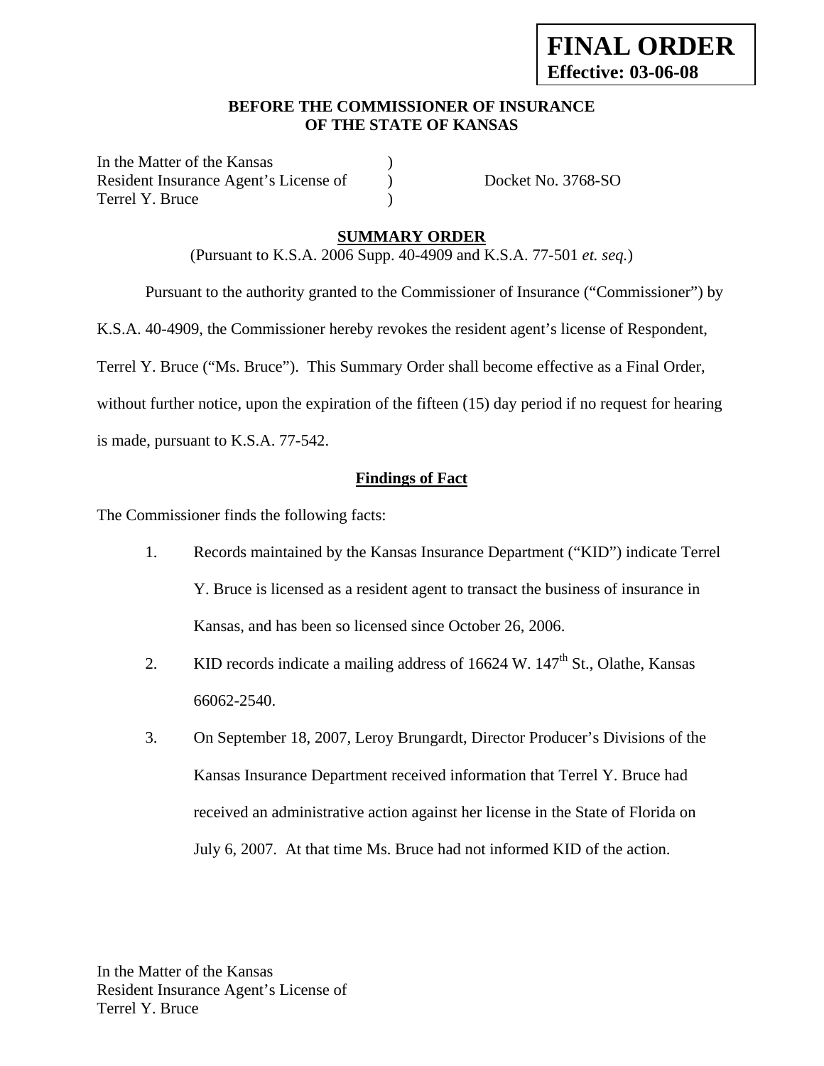**FINAL ORDER**
**Effective: 03-06-08**

**BEFORE THE COMMISSIONER OF INSURANCE**
**OF THE STATE OF KANSAS**

| | | |
|---|---|---|
| In the Matter of the Kansas | ) | |
| Resident Insurance Agent's License of | ) | Docket No. 3768-SO |
| Terrel Y. Bruce | ) | |

## SUMMARY ORDER

(Pursuant to K.S.A. 2006 Supp. 40-4909 and K.S.A. 77-501 *et. seq.*)

Pursuant to the authority granted to the Commissioner of Insurance ("Commissioner") by K.S.A. 40-4909, the Commissioner hereby revokes the resident agent's license of Respondent, Terrel Y. Bruce ("Ms. Bruce"). This Summary Order shall become effective as a Final Order, without further notice, upon the expiration of the fifteen (15) day period if no request for hearing is made, pursuant to K.S.A. 77-542.

### Findings of Fact

The Commissioner finds the following facts:

1. Records maintained by the Kansas Insurance Department ("KID") indicate Terrel Y. Bruce is licensed as a resident agent to transact the business of insurance in Kansas, and has been so licensed since October 26, 2006.

2. KID records indicate a mailing address of 16624 W. 147th St., Olathe, Kansas 66062-2540.

3. On September 18, 2007, Leroy Brungardt, Director Producer's Divisions of the Kansas Insurance Department received information that Terrel Y. Bruce had received an administrative action against her license in the State of Florida on July 6, 2007. At that time Ms. Bruce had not informed KID of the action.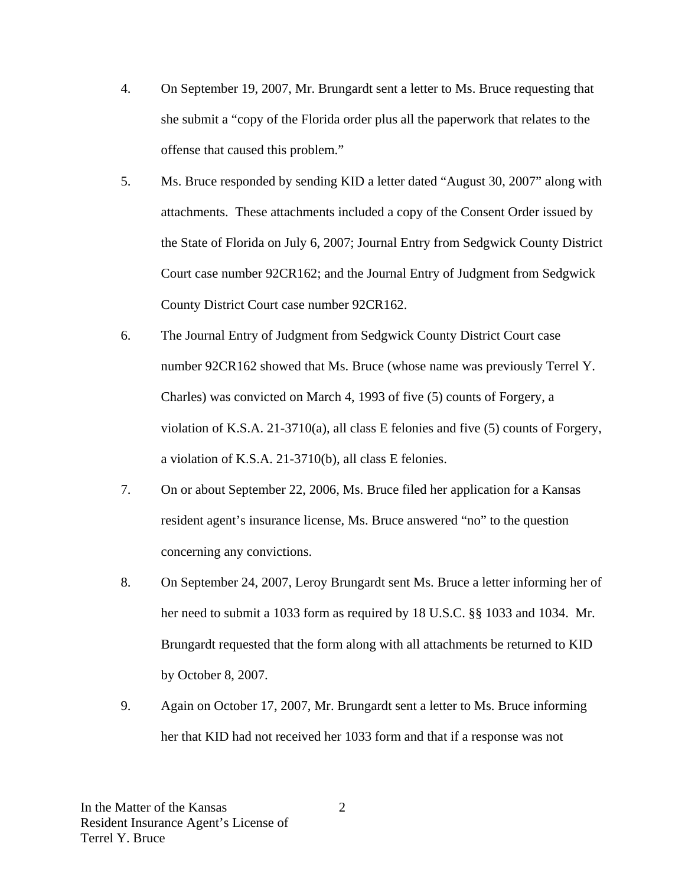4. On September 19, 2007, Mr. Brungardt sent a letter to Ms. Bruce requesting that she submit a "copy of the Florida order plus all the paperwork that relates to the offense that caused this problem."

5. Ms. Bruce responded by sending KID a letter dated "August 30, 2007" along with attachments. These attachments included a copy of the Consent Order issued by the State of Florida on July 6, 2007; Journal Entry from Sedgwick County District Court case number 92CR162; and the Journal Entry of Judgment from Sedgwick County District Court case number 92CR162.

6. The Journal Entry of Judgment from Sedgwick County District Court case number 92CR162 showed that Ms. Bruce (whose name was previously Terrel Y. Charles) was convicted on March 4, 1993 of five (5) counts of Forgery, a violation of K.S.A. 21-3710(a), all class E felonies and five (5) counts of Forgery, a violation of K.S.A. 21-3710(b), all class E felonies.

7. On or about September 22, 2006, Ms. Bruce filed her application for a Kansas resident agent's insurance license, Ms. Bruce answered "no" to the question concerning any convictions.

8. On September 24, 2007, Leroy Brungardt sent Ms. Bruce a letter informing her of her need to submit a 1033 form as required by 18 U.S.C. §§ 1033 and 1034. Mr. Brungardt requested that the form along with all attachments be returned to KID by October 8, 2007.

9. Again on October 17, 2007, Mr. Brungardt sent a letter to Ms. Bruce informing her that KID had not received her 1033 form and that if a response was not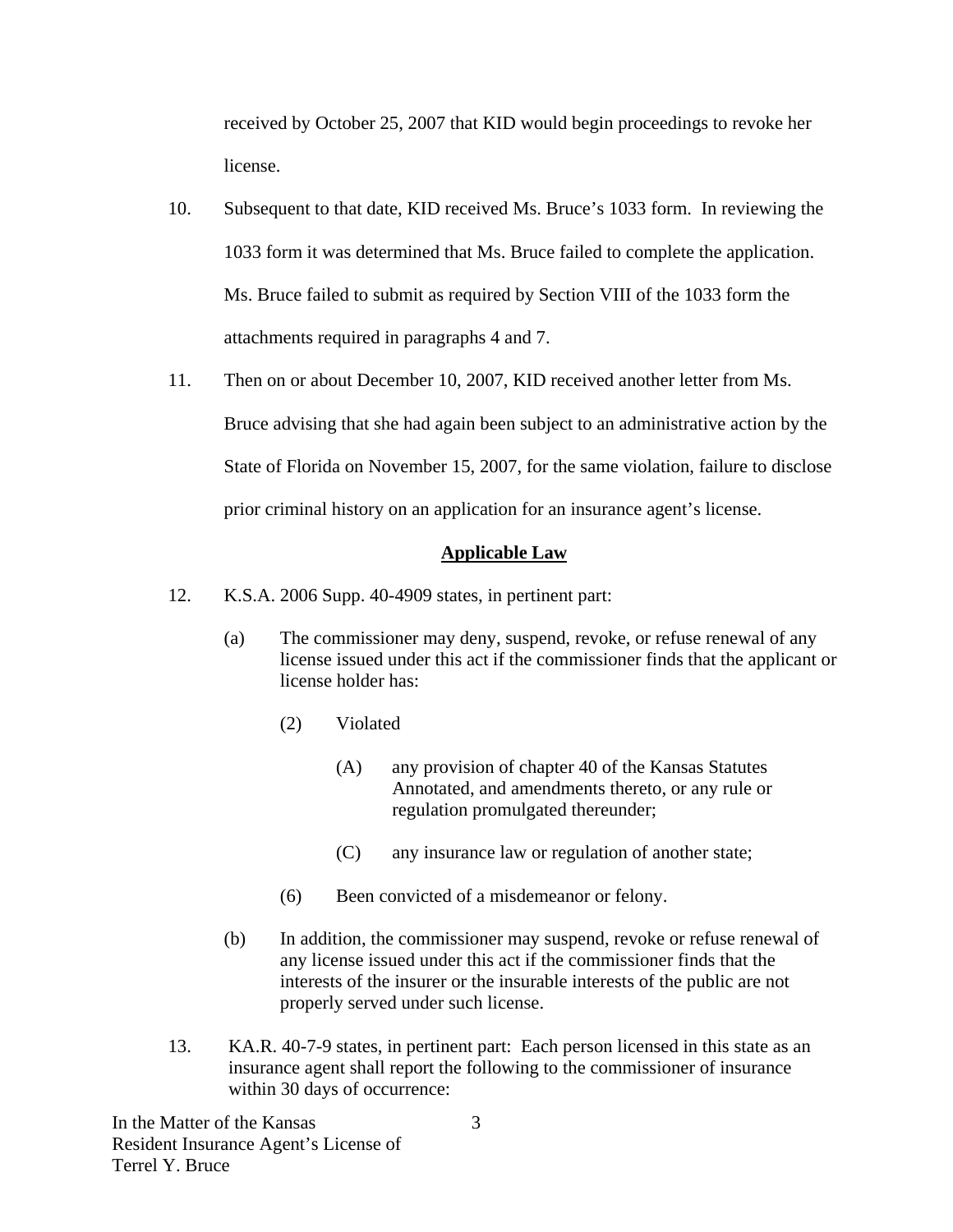received by October 25, 2007 that KID would begin proceedings to revoke her license.

10. Subsequent to that date, KID received Ms. Bruce's 1033 form. In reviewing the 1033 form it was determined that Ms. Bruce failed to complete the application. Ms. Bruce failed to submit as required by Section VIII of the 1033 form the attachments required in paragraphs 4 and 7.

11. Then on or about December 10, 2007, KID received another letter from Ms. Bruce advising that she had again been subject to an administrative action by the State of Florida on November 15, 2007, for the same violation, failure to disclose prior criminal history on an application for an insurance agent's license.

## Applicable Law

12. K.S.A. 2006 Supp. 40-4909 states, in pertinent part:

    (a) The commissioner may deny, suspend, revoke, or refuse renewal of any license issued under this act if the commissioner finds that the applicant or license holder has:

        (2) Violated

            (A) any provision of chapter 40 of the Kansas Statutes Annotated, and amendments thereto, or any rule or regulation promulgated thereunder;

            (C) any insurance law or regulation of another state;

        (6) Been convicted of a misdemeanor or felony.

    (b) In addition, the commissioner may suspend, revoke or refuse renewal of any license issued under this act if the commissioner finds that the interests of the insurer or the insurable interests of the public are not properly served under such license.

13. KA.R. 40-7-9 states, in pertinent part: Each person licensed in this state as an insurance agent shall report the following to the commissioner of insurance within 30 days of occurrence: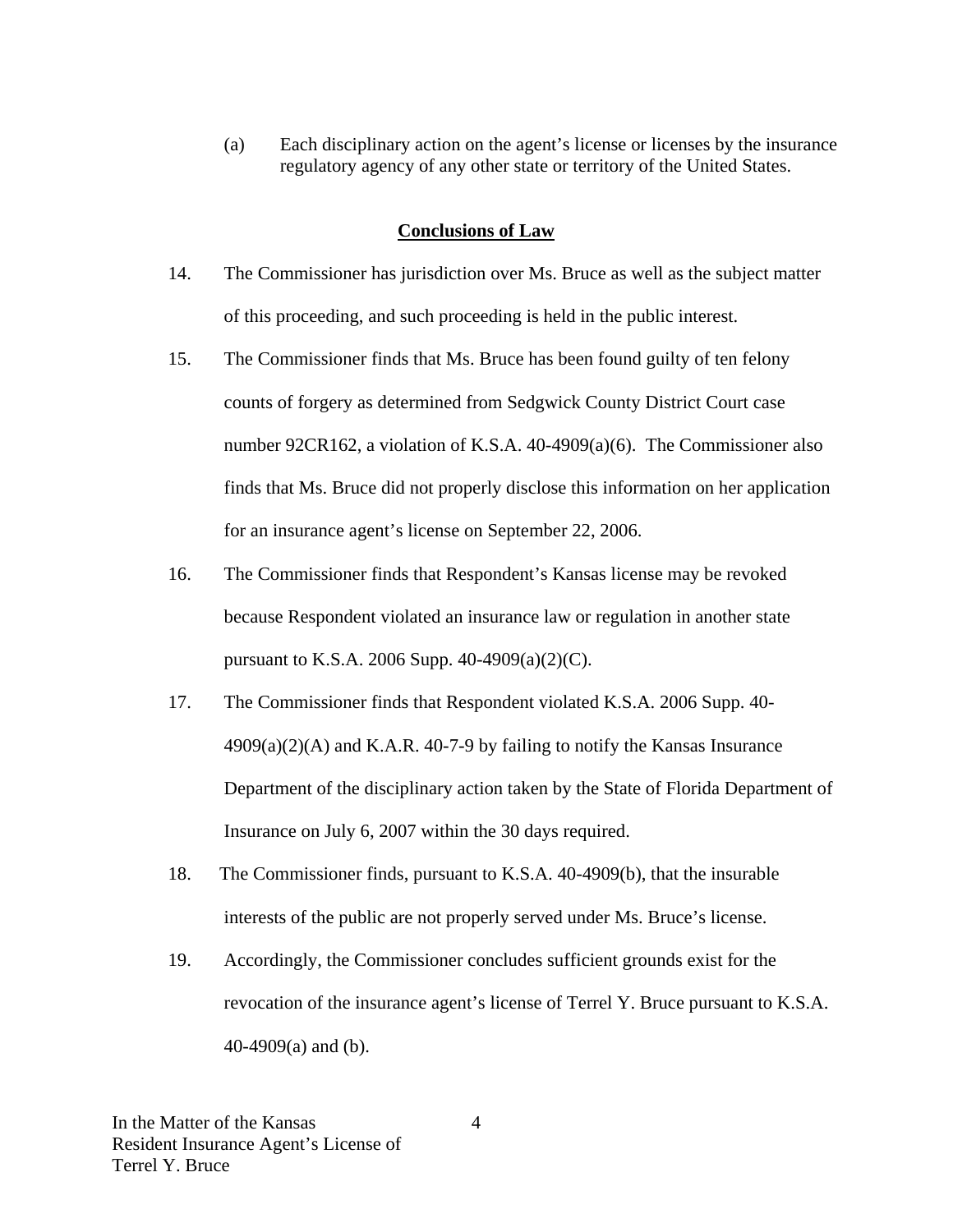(a) Each disciplinary action on the agent's license or licenses by the insurance regulatory agency of any other state or territory of the United States.

## Conclusions of Law

14. The Commissioner has jurisdiction over Ms. Bruce as well as the subject matter of this proceeding, and such proceeding is held in the public interest.

15. The Commissioner finds that Ms. Bruce has been found guilty of ten felony counts of forgery as determined from Sedgwick County District Court case number 92CR162, a violation of K.S.A. 40-4909(a)(6). The Commissioner also finds that Ms. Bruce did not properly disclose this information on her application for an insurance agent's license on September 22, 2006.

16. The Commissioner finds that Respondent's Kansas license may be revoked because Respondent violated an insurance law or regulation in another state pursuant to K.S.A. 2006 Supp. 40-4909(a)(2)(C).

17. The Commissioner finds that Respondent violated K.S.A. 2006 Supp. 40-4909(a)(2)(A) and K.A.R. 40-7-9 by failing to notify the Kansas Insurance Department of the disciplinary action taken by the State of Florida Department of Insurance on July 6, 2007 within the 30 days required.

18. The Commissioner finds, pursuant to K.S.A. 40-4909(b), that the insurable interests of the public are not properly served under Ms. Bruce's license.

19. Accordingly, the Commissioner concludes sufficient grounds exist for the revocation of the insurance agent's license of Terrel Y. Bruce pursuant to K.S.A. 40-4909(a) and (b).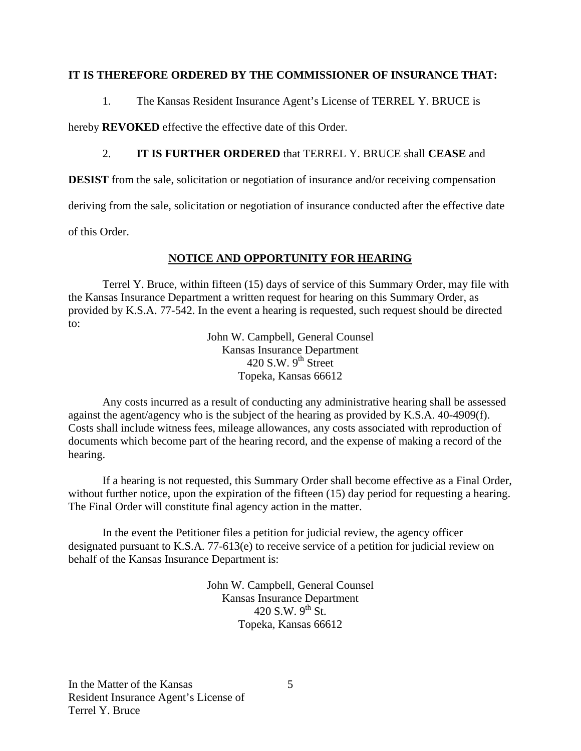**IT IS THEREFORE ORDERED BY THE COMMISSIONER OF INSURANCE THAT:**

1. The Kansas Resident Insurance Agent's License of TERREL Y. BRUCE is hereby **REVOKED** effective the effective date of this Order.

2. **IT IS FURTHER ORDERED** that TERREL Y. BRUCE shall **CEASE** and **DESIST** from the sale, solicitation or negotiation of insurance and/or receiving compensation deriving from the sale, solicitation or negotiation of insurance conducted after the effective date of this Order.

## NOTICE AND OPPORTUNITY FOR HEARING

Terrel Y. Bruce, within fifteen (15) days of service of this Summary Order, may file with the Kansas Insurance Department a written request for hearing on this Summary Order, as provided by K.S.A. 77-542. In the event a hearing is requested, such request should be directed to:

John W. Campbell, General Counsel
Kansas Insurance Department
420 S.W. 9th Street
Topeka, Kansas 66612

Any costs incurred as a result of conducting any administrative hearing shall be assessed against the agent/agency who is the subject of the hearing as provided by K.S.A. 40-4909(f). Costs shall include witness fees, mileage allowances, any costs associated with reproduction of documents which become part of the hearing record, and the expense of making a record of the hearing.

If a hearing is not requested, this Summary Order shall become effective as a Final Order, without further notice, upon the expiration of the fifteen (15) day period for requesting a hearing. The Final Order will constitute final agency action in the matter.

In the event the Petitioner files a petition for judicial review, the agency officer designated pursuant to K.S.A. 77-613(e) to receive service of a petition for judicial review on behalf of the Kansas Insurance Department is:

John W. Campbell, General Counsel
Kansas Insurance Department
420 S.W. 9th St.
Topeka, Kansas 66612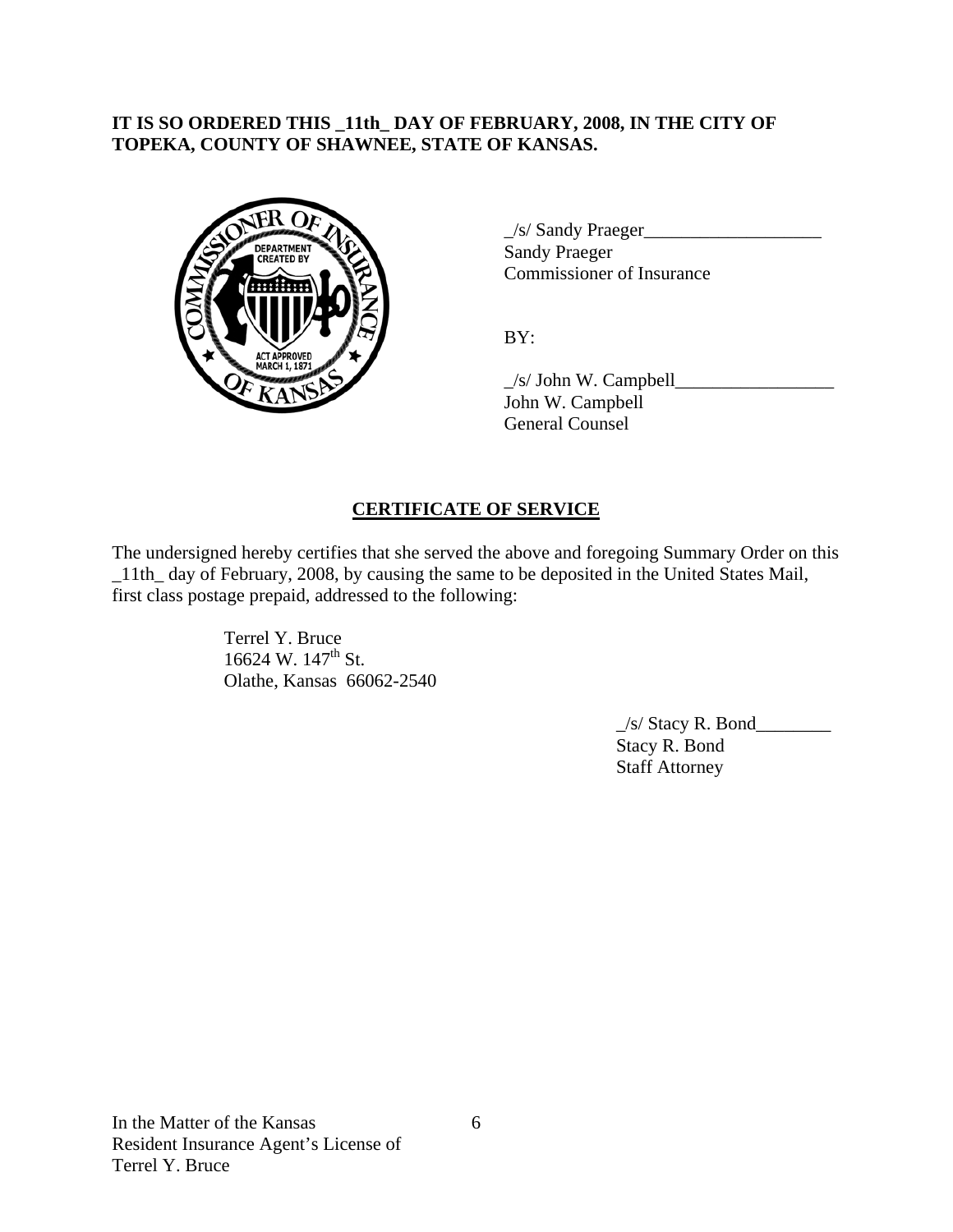**IT IS SO ORDERED THIS _11th_ DAY OF FEBRUARY, 2008, IN THE CITY OF TOPEKA, COUNTY OF SHAWNEE, STATE OF KANSAS.**

_/s/ Sandy Praeger___________________
Sandy Praeger
Commissioner of Insurance

BY:

_/s/ John W. Campbell_________________
John W. Campbell
General Counsel

## CERTIFICATE OF SERVICE

The undersigned hereby certifies that she served the above and foregoing Summary Order on this _11th_ day of February, 2008, by causing the same to be deposited in the United States Mail, first class postage prepaid, addressed to the following:

Terrel Y. Bruce
16624 W. 147th St.
Olathe, Kansas 66062-2540

_/s/ Stacy R. Bond________
Stacy R. Bond
Staff Attorney